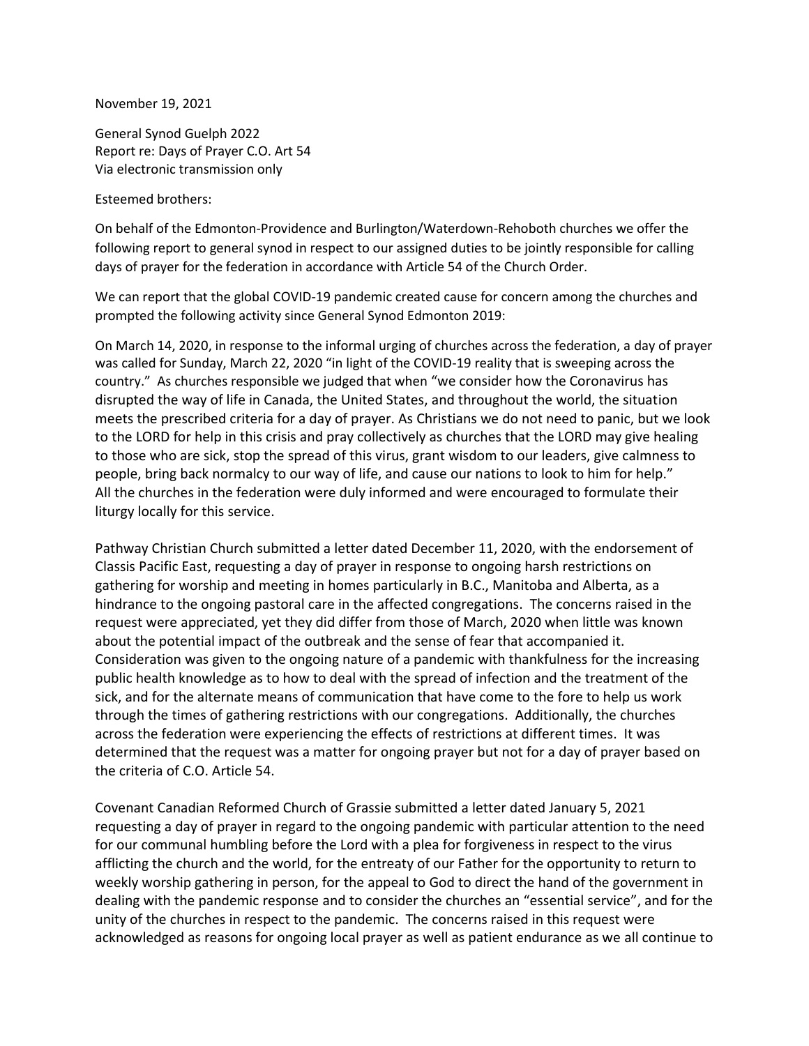November 19, 2021

General Synod Guelph 2022
Report re: Days of Prayer C.O. Art 54
Via electronic transmission only

Esteemed brothers:

On behalf of the Edmonton-Providence and Burlington/Waterdown-Rehoboth churches we offer the following report to general synod in respect to our assigned duties to be jointly responsible for calling days of prayer for the federation in accordance with Article 54 of the Church Order.

We can report that the global COVID-19 pandemic created cause for concern among the churches and prompted the following activity since General Synod Edmonton 2019:

On March 14, 2020, in response to the informal urging of churches across the federation, a day of prayer was called for Sunday, March 22, 2020 "in light of the COVID-19 reality that is sweeping across the country." As churches responsible we judged that when "we consider how the Coronavirus has disrupted the way of life in Canada, the United States, and throughout the world, the situation meets the prescribed criteria for a day of prayer. As Christians we do not need to panic, but we look to the LORD for help in this crisis and pray collectively as churches that the LORD may give healing to those who are sick, stop the spread of this virus, grant wisdom to our leaders, give calmness to people, bring back normalcy to our way of life, and cause our nations to look to him for help." All the churches in the federation were duly informed and were encouraged to formulate their liturgy locally for this service.

Pathway Christian Church submitted a letter dated December 11, 2020, with the endorsement of Classis Pacific East, requesting a day of prayer in response to ongoing harsh restrictions on gathering for worship and meeting in homes particularly in B.C., Manitoba and Alberta, as a hindrance to the ongoing pastoral care in the affected congregations. The concerns raised in the request were appreciated, yet they did differ from those of March, 2020 when little was known about the potential impact of the outbreak and the sense of fear that accompanied it. Consideration was given to the ongoing nature of a pandemic with thankfulness for the increasing public health knowledge as to how to deal with the spread of infection and the treatment of the sick, and for the alternate means of communication that have come to the fore to help us work through the times of gathering restrictions with our congregations. Additionally, the churches across the federation were experiencing the effects of restrictions at different times. It was determined that the request was a matter for ongoing prayer but not for a day of prayer based on the criteria of C.O. Article 54.

Covenant Canadian Reformed Church of Grassie submitted a letter dated January 5, 2021 requesting a day of prayer in regard to the ongoing pandemic with particular attention to the need for our communal humbling before the Lord with a plea for forgiveness in respect to the virus afflicting the church and the world, for the entreaty of our Father for the opportunity to return to weekly worship gathering in person, for the appeal to God to direct the hand of the government in dealing with the pandemic response and to consider the churches an "essential service", and for the unity of the churches in respect to the pandemic. The concerns raised in this request were acknowledged as reasons for ongoing local prayer as well as patient endurance as we all continue to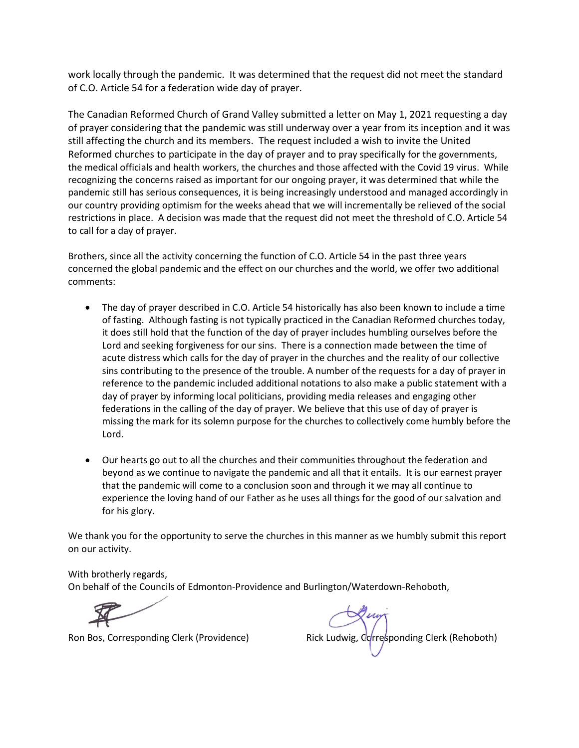work locally through the pandemic. It was determined that the request did not meet the standard of C.O. Article 54 for a federation wide day of prayer.

The Canadian Reformed Church of Grand Valley submitted a letter on May 1, 2021 requesting a day of prayer considering that the pandemic was still underway over a year from its inception and it was still affecting the church and its members. The request included a wish to invite the United Reformed churches to participate in the day of prayer and to pray specifically for the governments, the medical officials and health workers, the churches and those affected with the Covid 19 virus. While recognizing the concerns raised as important for our ongoing prayer, it was determined that while the pandemic still has serious consequences, it is being increasingly understood and managed accordingly in our country providing optimism for the weeks ahead that we will incrementally be relieved of the social restrictions in place. A decision was made that the request did not meet the threshold of C.O. Article 54 to call for a day of prayer.

Brothers, since all the activity concerning the function of C.O. Article 54 in the past three years concerned the global pandemic and the effect on our churches and the world, we offer two additional comments:

- The day of prayer described in C.O. Article 54 historically has also been known to include a time of fasting. Although fasting is not typically practiced in the Canadian Reformed churches today, it does still hold that the function of the day of prayer includes humbling ourselves before the Lord and seeking forgiveness for our sins. There is a connection made between the time of acute distress which calls for the day of prayer in the churches and the reality of our collective sins contributing to the presence of the trouble. A number of the requests for a day of prayer in reference to the pandemic included additional notations to also make a public statement with a day of prayer by informing local politicians, providing media releases and engaging other federations in the calling of the day of prayer. We believe that this use of day of prayer is missing the mark for its solemn purpose for the churches to collectively come humbly before the Lord.

- Our hearts go out to all the churches and their communities throughout the federation and beyond as we continue to navigate the pandemic and all that it entails. It is our earnest prayer that the pandemic will come to a conclusion soon and through it we may all continue to experience the loving hand of our Father as he uses all things for the good of our salvation and for his glory.

We thank you for the opportunity to serve the churches in this manner as we humbly submit this report on our activity.

With brotherly regards,
On behalf of the Councils of Edmonton-Providence and Burlington/Waterdown-Rehoboth,

Ron Bos, Corresponding Clerk (Providence)

Rick Ludwig, Corresponding Clerk (Rehoboth)